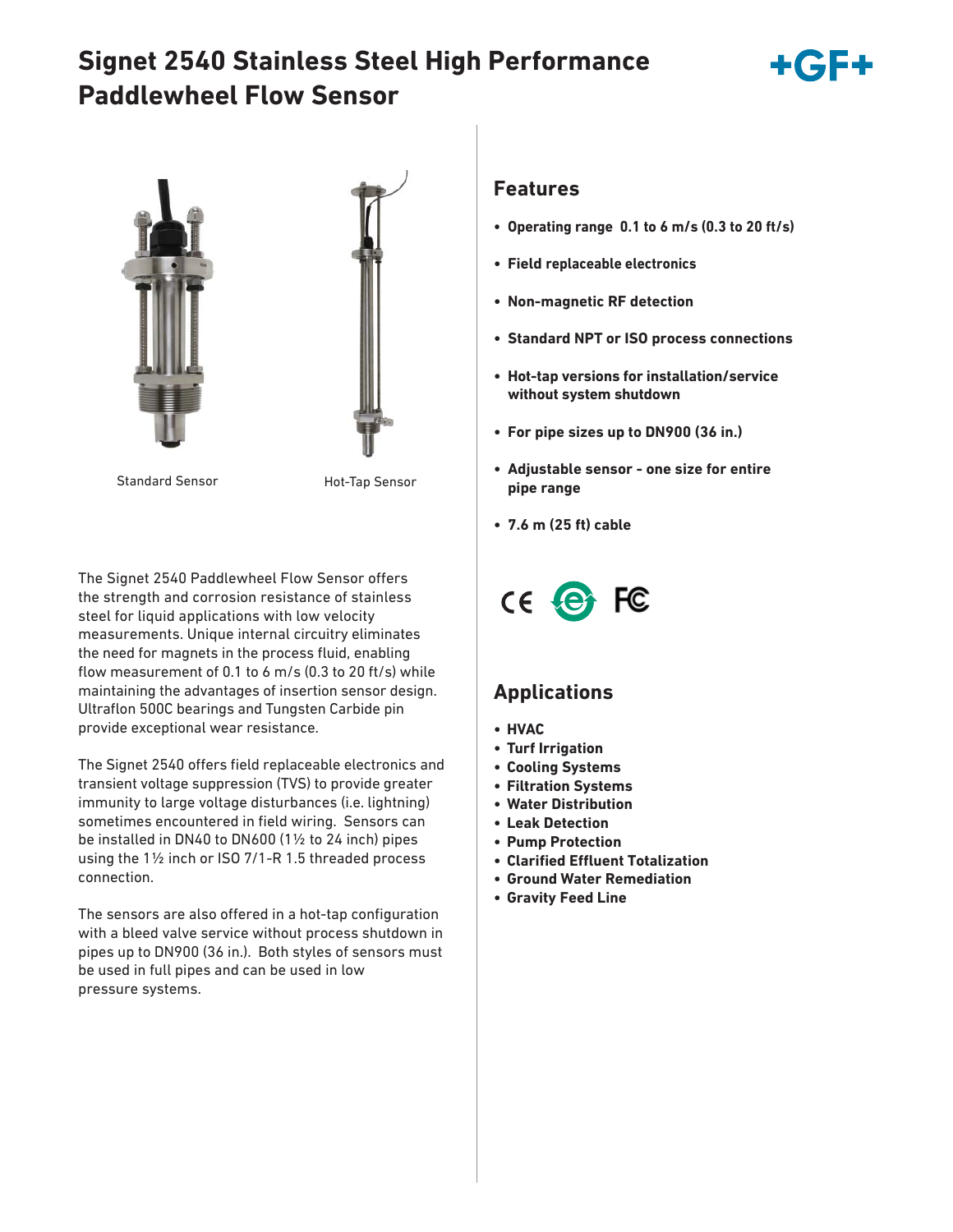# Signet 2540 Stainless Steel High Performance Paddlewheel Flow Sensor

Standard Sensor

Hot-Tap Sensor

The Signet 2540 Paddlewheel Flow Sensor offers the strength and corrosion resistance of stainless steel for liquid applications with low velocity measurements. Unique internal circuitry eliminates the need for magnets in the process fluid, enabling flow measurement of 0.1 to 6 m/s (0.3 to 20 ft/s) while maintaining the advantages of insertion sensor design. Ultraflon 500C bearings and Tungsten Carbide pin provide exceptional wear resistance.

The Signet 2540 offers field replaceable electronics and transient voltage suppression (TVS) to provide greater immunity to large voltage disturbances (i.e. lightning) sometimes encountered in field wiring. Sensors can be installed in DN40 to DN600 (1½ to 24 inch) pipes using the 1½ inch or ISO 7/1-R 1.5 threaded process connection.

The sensors are also offered in a hot-tap configuration with a bleed valve service without process shutdown in pipes up to DN900 (36 in.). Both styles of sensors must be used in full pipes and can be used in low pressure systems.

## Features

- **Operating range 0.1 to 6 m/s (0.3 to 20 ft/s)**
- **Field replaceable electronics**
- **Non-magnetic RF detection**
- **Standard NPT or ISO process connections**
- **Hot-tap versions for installation/service without system shutdown**
- **For pipe sizes up to DN900 (36 in.)**
- **Adjustable sensor - one size for entire pipe range**
- **7.6 m (25 ft) cable**

## Applications

- **HVAC**
- **Turf Irrigation**
- **Cooling Systems**
- **Filtration Systems**
- **Water Distribution**
- **Leak Detection**
- **Pump Protection**
- **Clarified Effluent Totalization**
- **Ground Water Remediation**
- **Gravity Feed Line**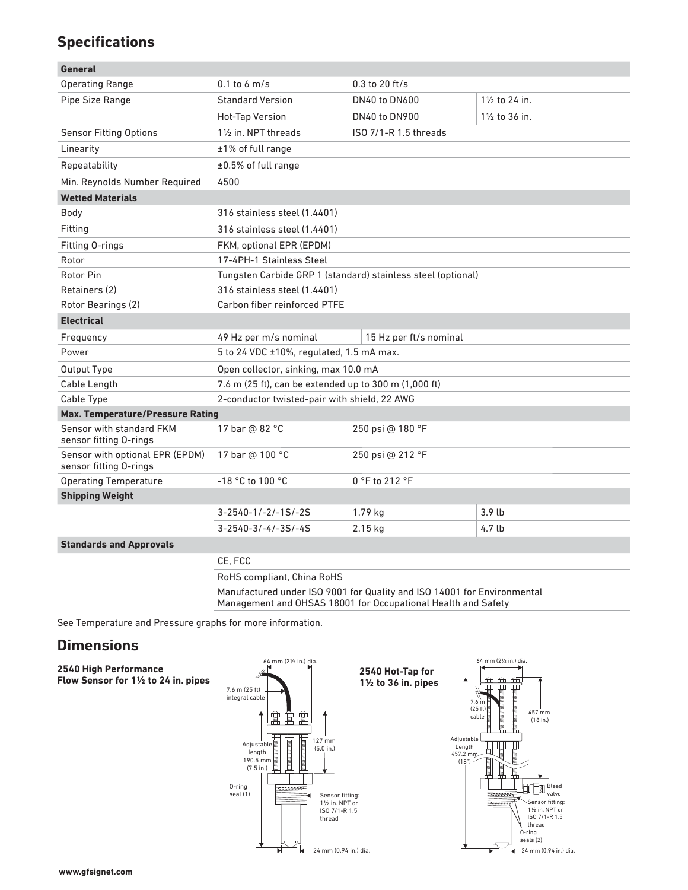## Specifications

| General | | | |
|---|---|---|---|
| Operating Range | 0.1 to 6 m/s | 0.3 to 20 ft/s | |
| Pipe Size Range | Standard Version | DN40 to DN600 | 1½ to 24 in. |
| | Hot-Tap Version | DN40 to DN900 | 1½ to 36 in. |
| Sensor Fitting Options | 1½ in. NPT threads | ISO 7/1-R 1.5 threads | |
| Linearity | ±1% of full range | | |
| Repeatability | ±0.5% of full range | | |
| Min. Reynolds Number Required | 4500 | | |
| **Wetted Materials** | | | |
| Body | 316 stainless steel (1.4401) | | |
| Fitting | 316 stainless steel (1.4401) | | |
| Fitting O-rings | FKM, optional EPR (EPDM) | | |
| Rotor | 17-4PH-1 Stainless Steel | | |
| Rotor Pin | Tungsten Carbide GRP 1 (standard) stainless steel (optional) | | |
| Retainers (2) | 316 stainless steel (1.4401) | | |
| Rotor Bearings (2) | Carbon fiber reinforced PTFE | | |
| **Electrical** | | | |
| Frequency | 49 Hz per m/s nominal | 15 Hz per ft/s nominal | |
| Power | 5 to 24 VDC ±10%, regulated, 1.5 mA max. | | |
| Output Type | Open collector, sinking, max 10.0 mA | | |
| Cable Length | 7.6 m (25 ft), can be extended up to 300 m (1,000 ft) | | |
| Cable Type | 2-conductor twisted-pair with shield, 22 AWG | | |
| **Max. Temperature/Pressure Rating** | | | |
| Sensor with standard FKM sensor fitting O-rings | 17 bar @ 82 °C | 250 psi @ 180 °F | |
| Sensor with optional EPR (EPDM) sensor fitting O-rings | 17 bar @ 100 °C | 250 psi @ 212 °F | |
| Operating Temperature | -18 °C to 100 °C | 0 °F to 212 °F | |
| **Shipping Weight** | | | |
| | 3-2540-1/-2/-1S/-2S | 1.79 kg | 3.9 lb |
| | 3-2540-3/-4/-3S/-4S | 2.15 kg | 4.7 lb |
| **Standards and Approvals** | | | |
| | CE, FCC | | |
| | RoHS compliant, China RoHS | | |
| | Manufactured under ISO 9001 for Quality and ISO 14001 for Environmental Management and OHSAS 18001 for Occupational Health and Safety | | |

See Temperature and Pressure graphs for more information.

## Dimensions

**2540 High Performance Flow Sensor for 1½ to 24 in. pipes**

64 mm (2½ in.) dia.
7.6 m (25 ft) integral cable
Adjustable length 190.5 mm (7.5 in.)
127 mm (5.0 in.)
O-ring seal (1)
Sensor fitting: 1½ in. NPT or ISO 7/1-R 1.5 thread
24 mm (0.94 in.) dia.

**2540 Hot-Tap for 1½ to 36 in. pipes**

64 mm (2½ in.) dia.
7.6 m (25 ft) cable
457 mm (18 in.)
Adjustable Length 457.2 mm (18")
Bleed valve
Sensor fitting: 1½ in. NPT or ISO 7/1-R 1.5 thread
O-ring seals (2)
24 mm (0.94 in.) dia.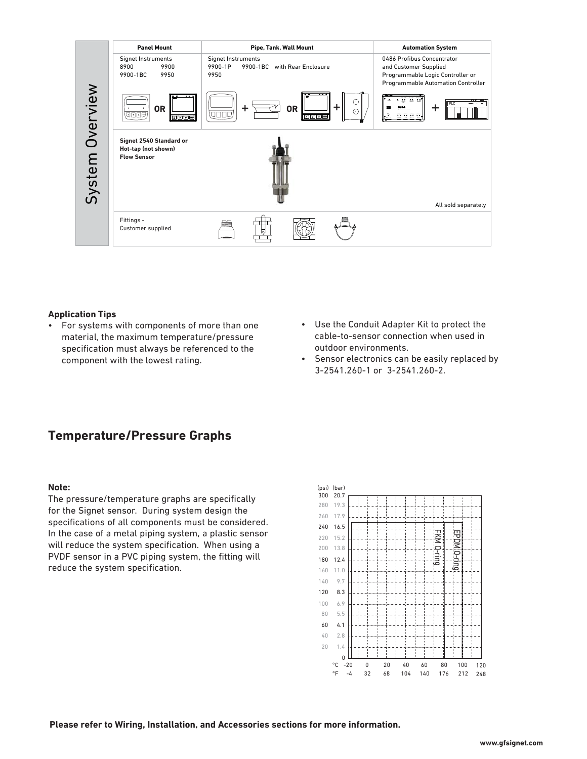## System Overview

| Panel Mount | Pipe, Tank, Wall Mount | Automation System |
|---|---|---|
| Signet Instruments<br>8900 9900<br>9900-1BC 9950<br>OR | Signet Instruments<br>9900-1P 9900-1BC with Rear Enclosure<br>9950<br>+ OR + | 0486 Profibus Concentrator and Customer Supplied Programmable Logic Controller or Programmable Automation Controller<br>+ |
| **Signet 2540 Standard or Hot-tap (not shown) Flow Sensor** | | All sold separately |
| Fittings - Customer supplied | | |

**Application Tips**

- For systems with components of more than one material, the maximum temperature/pressure specification must always be referenced to the component with the lowest rating.
- Use the Conduit Adapter Kit to protect the cable-to-sensor connection when used in outdoor environments.
- Sensor electronics can be easily replaced by 3-2541.260-1 or 3-2541.260-2.

## Temperature/Pressure Graphs

**Note:**

The pressure/temperature graphs are specifically for the Signet sensor. During system design the specifications of all components must be considered. In the case of a metal piping system, a plastic sensor will reduce the system specification. When using a PVDF sensor in a PVC piping system, the fitting will reduce the system specification.

(psi) (bar): 300 20.7, 280 19.3, 260 17.9, 240 16.5, 220 15.2, 200 13.8, 180 12.4, 160 11.0, 140 9.7, 120 8.3, 100 6.9, 80 5.5, 60 4.1, 40 2.8, 20 1.4, 0

°C: -20, 0, 20, 40, 60, 80, 100, 120
°F: -4, 32, 68, 104, 140, 176, 212, 248

FKM O-ring

EPDM O-ring

**Please refer to Wiring, Installation, and Accessories sections for more information.**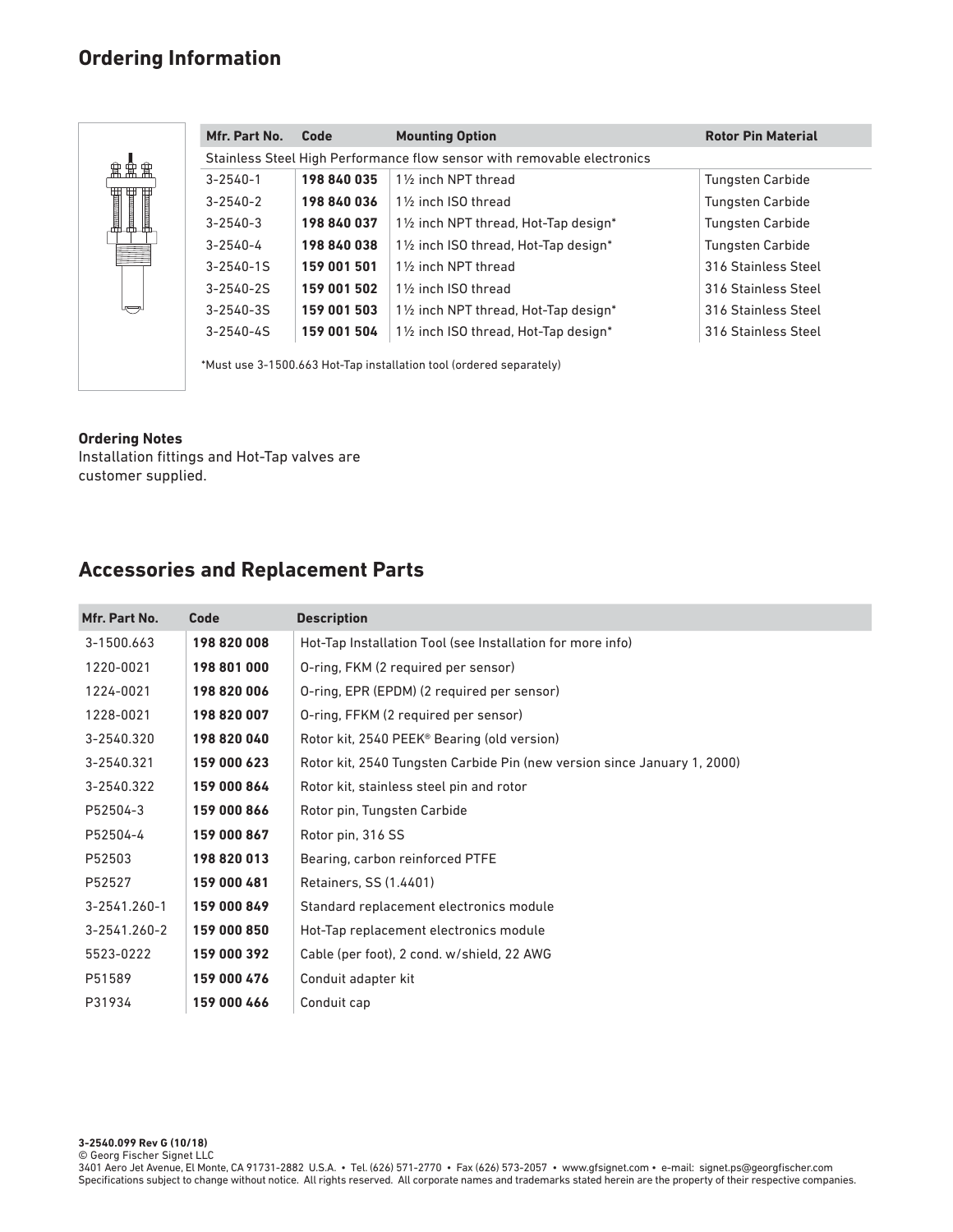## Ordering Information

| Mfr. Part No. | Code | Mounting Option | Rotor Pin Material |
|---|---|---|---|
| Stainless Steel High Performance flow sensor with removable electronics | | | |
| 3-2540-1 | **198 840 035** | 1½ inch NPT thread | Tungsten Carbide |
| 3-2540-2 | **198 840 036** | 1½ inch ISO thread | Tungsten Carbide |
| 3-2540-3 | **198 840 037** | 1½ inch NPT thread, Hot-Tap design* | Tungsten Carbide |
| 3-2540-4 | **198 840 038** | 1½ inch ISO thread, Hot-Tap design* | Tungsten Carbide |
| 3-2540-1S | **159 001 501** | 1½ inch NPT thread | 316 Stainless Steel |
| 3-2540-2S | **159 001 502** | 1½ inch ISO thread | 316 Stainless Steel |
| 3-2540-3S | **159 001 503** | 1½ inch NPT thread, Hot-Tap design* | 316 Stainless Steel |
| 3-2540-4S | **159 001 504** | 1½ inch ISO thread, Hot-Tap design* | 316 Stainless Steel |

*Must use 3-1500.663 Hot-Tap installation tool (ordered separately)

**Ordering Notes**
Installation fittings and Hot-Tap valves are customer supplied.

## Accessories and Replacement Parts

| Mfr. Part No. | Code | Description |
|---|---|---|
| 3-1500.663 | **198 820 008** | Hot-Tap Installation Tool (see Installation for more info) |
| 1220-0021 | **198 801 000** | O-ring, FKM (2 required per sensor) |
| 1224-0021 | **198 820 006** | O-ring, EPR (EPDM) (2 required per sensor) |
| 1228-0021 | **198 820 007** | O-ring, FFKM (2 required per sensor) |
| 3-2540.320 | **198 820 040** | Rotor kit, 2540 PEEK® Bearing (old version) |
| 3-2540.321 | **159 000 623** | Rotor kit, 2540 Tungsten Carbide Pin (new version since January 1, 2000) |
| 3-2540.322 | **159 000 864** | Rotor kit, stainless steel pin and rotor |
| P52504-3 | **159 000 866** | Rotor pin, Tungsten Carbide |
| P52504-4 | **159 000 867** | Rotor pin, 316 SS |
| P52503 | **198 820 013** | Bearing, carbon reinforced PTFE |
| P52527 | **159 000 481** | Retainers, SS (1.4401) |
| 3-2541.260-1 | **159 000 849** | Standard replacement electronics module |
| 3-2541.260-2 | **159 000 850** | Hot-Tap replacement electronics module |
| 5523-0222 | **159 000 392** | Cable (per foot), 2 cond. w/shield, 22 AWG |
| P51589 | **159 000 476** | Conduit adapter kit |
| P31934 | **159 000 466** | Conduit cap |

**3-2540.099 Rev G (10/18)**
© Georg Fischer Signet LLC
3401 Aero Jet Avenue, El Monte, CA 91731-2882 U.S.A. • Tel. (626) 571-2770 • Fax (626) 573-2057 • www.gfsignet.com • e-mail: signet.ps@georgfischer.com
Specifications subject to change without notice. All rights reserved. All corporate names and trademarks stated herein are the property of their respective companies.